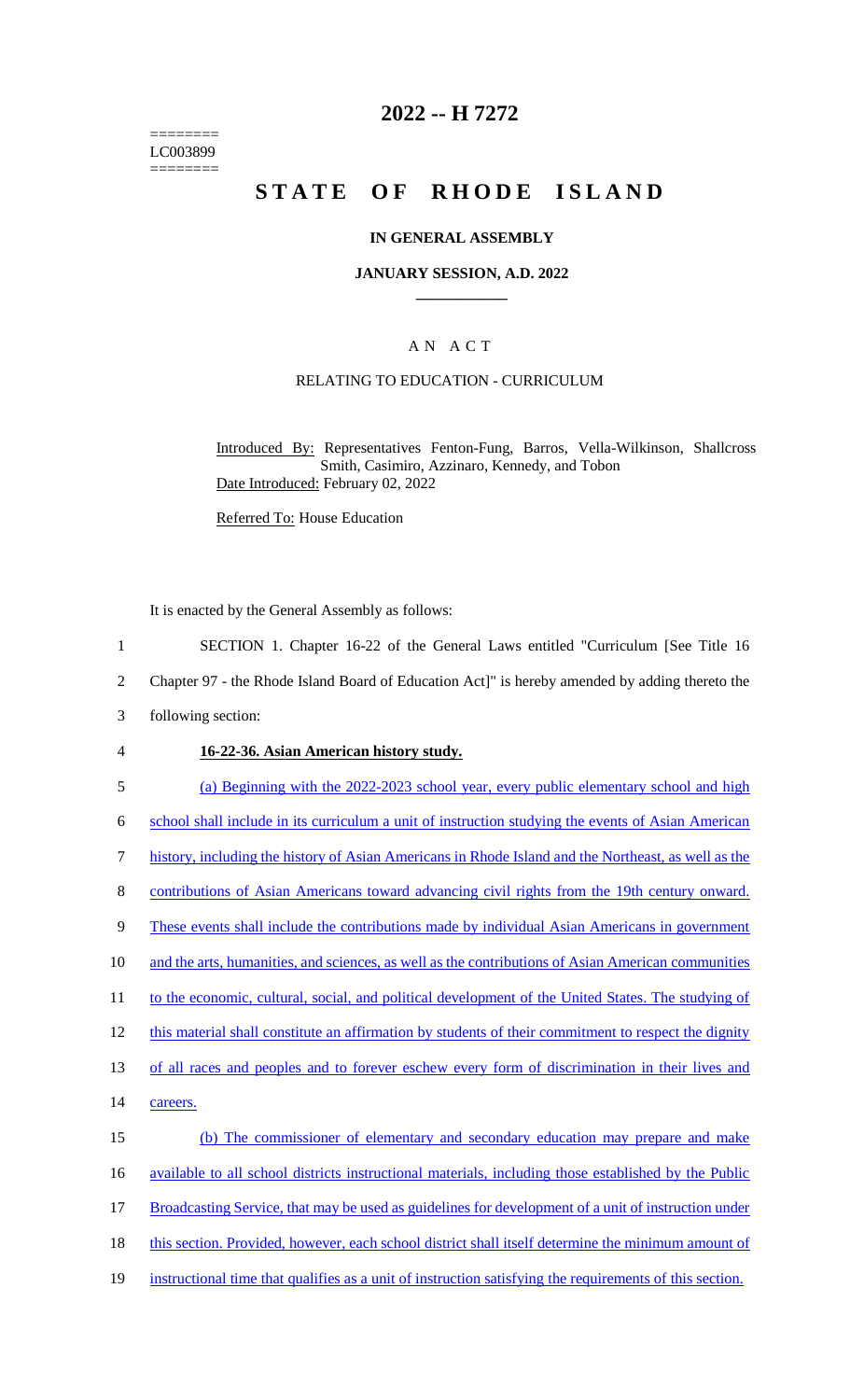# 2022 -- H 7272

========
LC003899
========

# STATE OF RHODE ISLAND

## IN GENERAL ASSEMBLY

### JANUARY SESSION, A.D. 2022

____________

A N A C T

RELATING TO EDUCATION - CURRICULUM

Introduced By: Representatives Fenton-Fung, Barros, Vella-Wilkinson, Shallcross Smith, Casimiro, Azzinaro, Kennedy, and Tobon

Date Introduced: February 02, 2022

Referred To: House Education

It is enacted by the General Assembly as follows:

1 SECTION 1. Chapter 16-22 of the General Laws entitled "Curriculum [See Title 16
2 Chapter 97 - the Rhode Island Board of Education Act]" is hereby amended by adding thereto the
3 following section:

4 **16-22-36. Asian American history study.**

5 (a) Beginning with the 2022-2023 school year, every public elementary school and high
6 school shall include in its curriculum a unit of instruction studying the events of Asian American
7 history, including the history of Asian Americans in Rhode Island and the Northeast, as well as the
8 contributions of Asian Americans toward advancing civil rights from the 19th century onward.
9 These events shall include the contributions made by individual Asian Americans in government
10 and the arts, humanities, and sciences, as well as the contributions of Asian American communities
11 to the economic, cultural, social, and political development of the United States. The studying of
12 this material shall constitute an affirmation by students of their commitment to respect the dignity
13 of all races and peoples and to forever eschew every form of discrimination in their lives and
14 careers.

15 (b) The commissioner of elementary and secondary education may prepare and make
16 available to all school districts instructional materials, including those established by the Public
17 Broadcasting Service, that may be used as guidelines for development of a unit of instruction under
18 this section. Provided, however, each school district shall itself determine the minimum amount of
19 instructional time that qualifies as a unit of instruction satisfying the requirements of this section.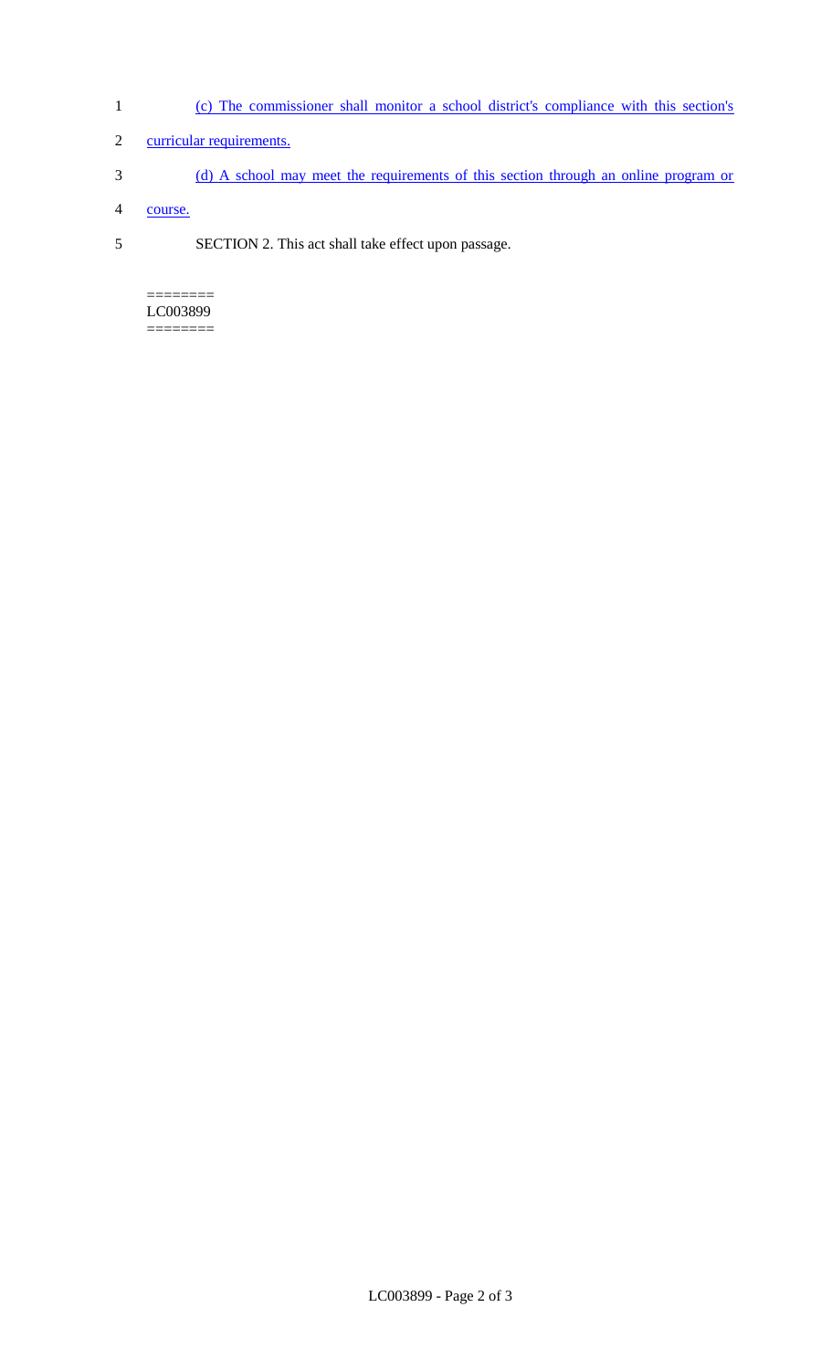(c) The commissioner shall monitor a school district's compliance with this section's curricular requirements.

(d) A school may meet the requirements of this section through an online program or course.

SECTION 2. This act shall take effect upon passage.

========
LC003899
========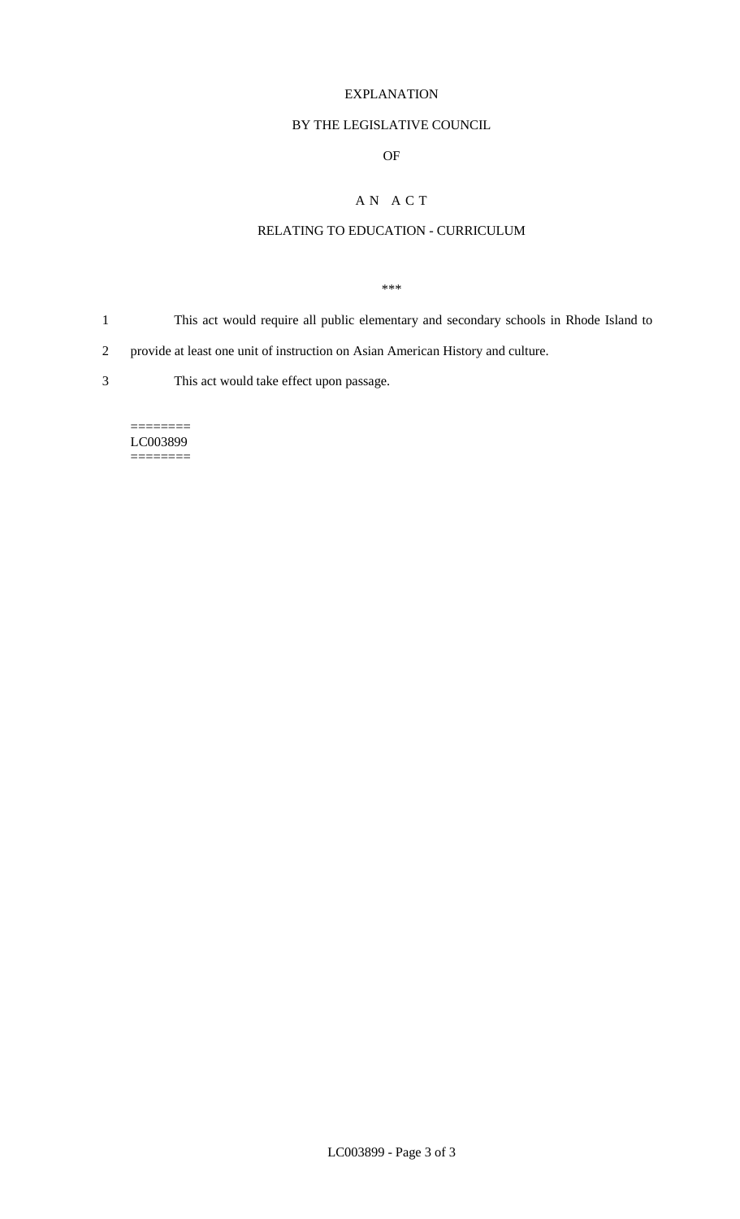EXPLANATION

BY THE LEGISLATIVE COUNCIL

OF

A N A C T

RELATING TO EDUCATION - CURRICULUM

\*\*\*

1 This act would require all public elementary and secondary schools in Rhode Island to
2 provide at least one unit of instruction on Asian American History and culture.
3 This act would take effect upon passage.

========
LC003899
========